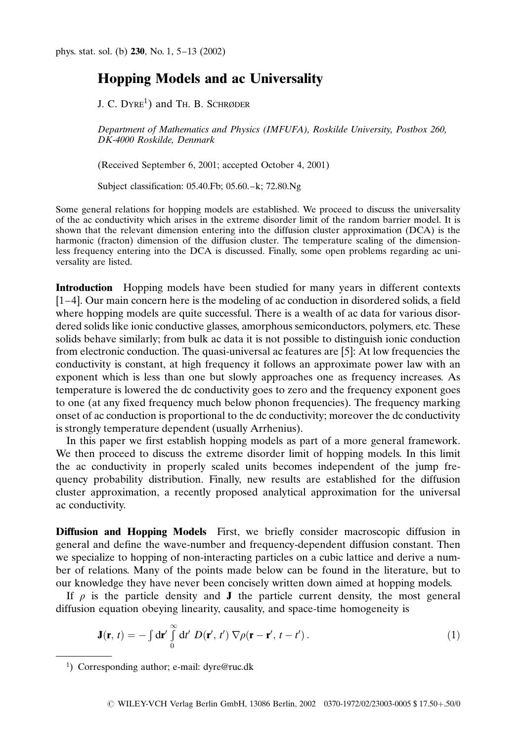# Hopping Models and ac Universality

J. C. Dyre[1]) and Th. B. Schrøder

*Department of Mathematics and Physics (IMFUFA), Roskilde University, Postbox 260, DK-4000 Roskilde, Denmark*

(Received September 6, 2001; accepted October 4, 2001)

Subject classification: 05.40.Fb; 05.60.–k; 72.80.Ng

Some general relations for hopping models are established. We proceed to discuss the universality of the ac conductivity which arises in the extreme disorder limit of the random barrier model. It is shown that the relevant dimension entering into the diffusion cluster approximation (DCA) is the harmonic (fracton) dimension of the diffusion cluster. The temperature scaling of the dimensionless frequency entering into the DCA is discussed. Finally, some open problems regarding ac universality are listed.

**Introduction** Hopping models have been studied for many years in different contexts [1–4]. Our main concern here is the modeling of ac conduction in disordered solids, a field where hopping models are quite successful. There is a wealth of ac data for various disordered solids like ionic conductive glasses, amorphous semiconductors, polymers, etc. These solids behave similarly; from bulk ac data it is not possible to distinguish ionic conduction from electronic conduction. The quasi-universal ac features are [5]: At low frequencies the conductivity is constant, at high frequency it follows an approximate power law with an exponent which is less than one but slowly approaches one as frequency increases. As temperature is lowered the dc conductivity goes to zero and the frequency exponent goes to one (at any fixed frequency much below phonon frequencies). The frequency marking onset of ac conduction is proportional to the dc conductivity; moreover the dc conductivity is strongly temperature dependent (usually Arrhenius).

In this paper we first establish hopping models as part of a more general framework. We then proceed to discuss the extreme disorder limit of hopping models. In this limit the ac conductivity in properly scaled units becomes independent of the jump frequency probability distribution. Finally, new results are established for the diffusion cluster approximation, a recently proposed analytical approximation for the universal ac conductivity.

**Diffusion and Hopping Models** First, we briefly consider macroscopic diffusion in general and define the wave-number and frequency-dependent diffusion constant. Then we specialize to hopping of non-interacting particles on a cubic lattice and derive a number of relations. Many of the points made below can be found in the literature, but to our knowledge they have never been concisely written down aimed at hopping models.

If $\rho$ is the particle density and $\mathbf{J}$ the particle current density, the most general diffusion equation obeying linearity, causality, and space-time homogeneity is

$$\mathbf{J}(\mathbf{r}, t) = -\int d\mathbf{r}' \int_0^\infty dt'\; D(\mathbf{r}', t')\, \nabla\rho(\mathbf{r} - \mathbf{r}', t - t')\,. \tag{1}$$

[1]) Corresponding author; e-mail: dyre@ruc.dk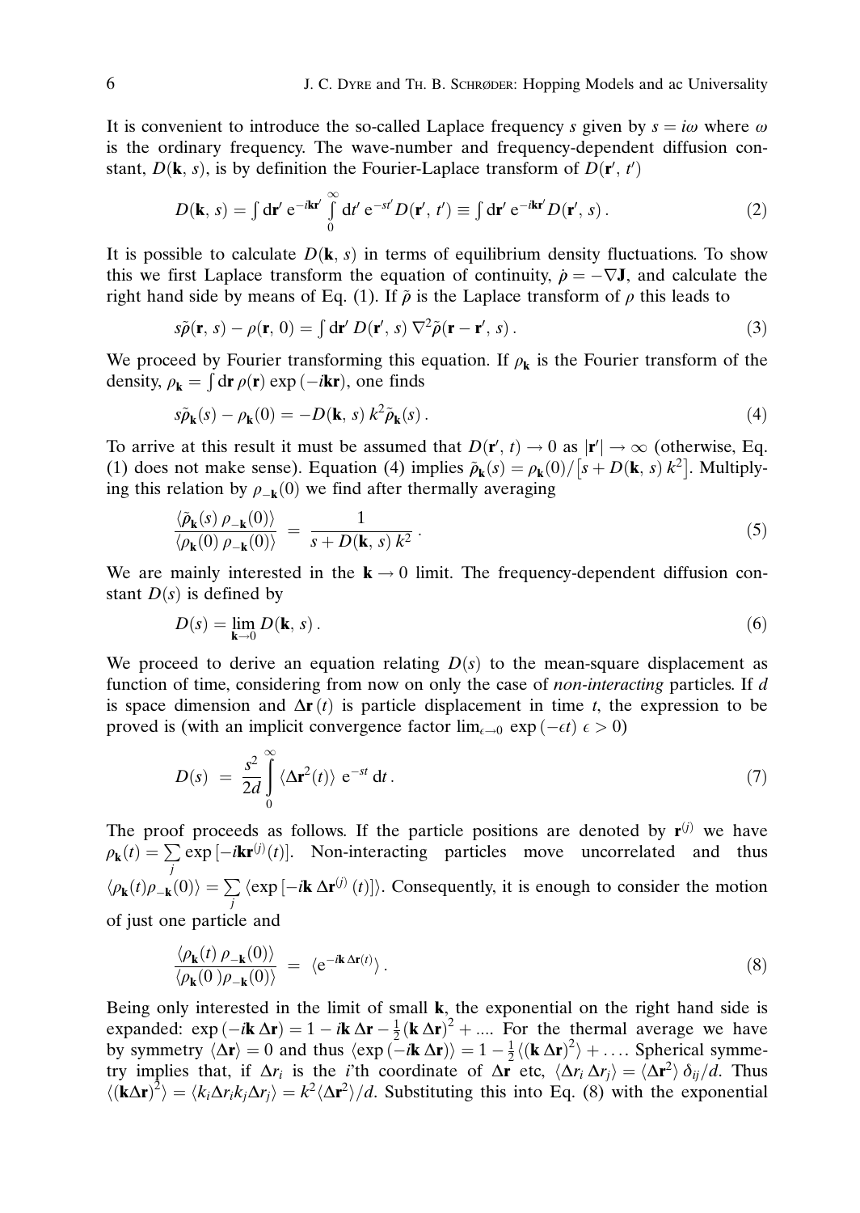It is convenient to introduce the so-called Laplace frequency $s$ given by $s = i\omega$ where $\omega$ is the ordinary frequency. The wave-number and frequency-dependent diffusion constant, $D(\mathbf{k}, s)$, is by definition the Fourier-Laplace transform of $D(\mathbf{r}', t')$

$$D(\mathbf{k}, s) = \int \mathrm{d}\mathbf{r}' \, \mathrm{e}^{-i\mathbf{k}\mathbf{r}'} \int_0^\infty \mathrm{d}t' \, \mathrm{e}^{-st'} D(\mathbf{r}', t') \equiv \int \mathrm{d}\mathbf{r}' \, \mathrm{e}^{-i\mathbf{k}\mathbf{r}'} D(\mathbf{r}', s) \,. \tag{2}$$

It is possible to calculate $D(\mathbf{k}, s)$ in terms of equilibrium density fluctuations. To show this we first Laplace transform the equation of continuity, $\dot{\rho} = -\nabla \mathbf{J}$, and calculate the right hand side by means of Eq. (1). If $\tilde{\rho}$ is the Laplace transform of $\rho$ this leads to

$$s\tilde{\rho}(\mathbf{r}, s) - \rho(\mathbf{r}, 0) = \int \mathrm{d}\mathbf{r}' \, D(\mathbf{r}', s) \, \nabla^2 \tilde{\rho}(\mathbf{r} - \mathbf{r}', s) \,. \tag{3}$$

We proceed by Fourier transforming this equation. If $\rho_{\mathbf{k}}$ is the Fourier transform of the density, $\rho_{\mathbf{k}} = \int \mathrm{d}\mathbf{r} \, \rho(\mathbf{r}) \exp(-i\mathbf{k}\mathbf{r})$, one finds

$$s\tilde{\rho}_{\mathbf{k}}(s) - \rho_{\mathbf{k}}(0) = -D(\mathbf{k}, s) \, k^2 \tilde{\rho}_{\mathbf{k}}(s) \,. \tag{4}$$

To arrive at this result it must be assumed that $D(\mathbf{r}', t) \to 0$ as $|\mathbf{r}'| \to \infty$ (otherwise, Eq. (1) does not make sense). Equation (4) implies $\tilde{\rho}_{\mathbf{k}}(s) = \rho_{\mathbf{k}}(0)/\left[s + D(\mathbf{k}, s) \, k^2\right]$. Multiplying this relation by $\rho_{-\mathbf{k}}(0)$ we find after thermally averaging

$$\frac{\langle \tilde{\rho}_{\mathbf{k}}(s) \, \rho_{-\mathbf{k}}(0) \rangle}{\langle \rho_{\mathbf{k}}(0) \, \rho_{-\mathbf{k}}(0) \rangle} = \frac{1}{s + D(\mathbf{k}, s) \, k^2} \,. \tag{5}$$

We are mainly interested in the $\mathbf{k} \to 0$ limit. The frequency-dependent diffusion constant $D(s)$ is defined by

$$D(s) = \lim_{\mathbf{k} \to 0} D(\mathbf{k}, s) \,. \tag{6}$$

We proceed to derive an equation relating $D(s)$ to the mean-square displacement as function of time, considering from now on only the case of *non-interacting* particles. If $d$ is space dimension and $\Delta\mathbf{r}(t)$ is particle displacement in time $t$, the expression to be proved is (with an implicit convergence factor $\lim_{\epsilon \to 0} \exp(-\epsilon t)$ $\epsilon > 0$)

$$D(s) = \frac{s^2}{2d} \int_0^\infty \langle \Delta\mathbf{r}^2(t) \rangle \, \mathrm{e}^{-st} \, \mathrm{d}t \,. \tag{7}$$

The proof proceeds as follows. If the particle positions are denoted by $\mathbf{r}^{(j)}$ we have $\rho_{\mathbf{k}}(t) = \sum_j \exp[-i\mathbf{k}\mathbf{r}^{(j)}(t)]$. Non-interacting particles move uncorrelated and thus $\langle \rho_{\mathbf{k}}(t) \rho_{-\mathbf{k}}(0) \rangle = \sum_j \langle \exp[-i\mathbf{k} \, \Delta\mathbf{r}^{(j)}(t)] \rangle$. Consequently, it is enough to consider the motion of just one particle and

$$\frac{\langle \rho_{\mathbf{k}}(t) \, \rho_{-\mathbf{k}}(0) \rangle}{\langle \rho_{\mathbf{k}}(0) \rho_{-\mathbf{k}}(0) \rangle} = \langle \mathrm{e}^{-i\mathbf{k} \, \Delta\mathbf{r}(t)} \rangle \,. \tag{8}$$

Being only interested in the limit of small $\mathbf{k}$, the exponential on the right hand side is expanded: $\exp(-i\mathbf{k} \, \Delta\mathbf{r}) = 1 - i\mathbf{k} \, \Delta\mathbf{r} - \frac{1}{2}(\mathbf{k} \, \Delta\mathbf{r})^2 + \ldots$. For the thermal average we have by symmetry $\langle \Delta\mathbf{r} \rangle = 0$ and thus $\langle \exp(-i\mathbf{k} \, \Delta\mathbf{r}) \rangle = 1 - \frac{1}{2}\langle (\mathbf{k} \, \Delta\mathbf{r})^2 \rangle + \ldots$. Spherical symmetry implies that, if $\Delta r_i$ is the $i$'th coordinate of $\Delta\mathbf{r}$ etc, $\langle \Delta r_i \, \Delta r_j \rangle = \langle \Delta\mathbf{r}^2 \rangle \, \delta_{ij}/d$. Thus $\langle (\mathbf{k}\Delta\mathbf{r})^2 \rangle = \langle k_i \Delta r_i k_j \Delta r_j \rangle = k^2 \langle \Delta\mathbf{r}^2 \rangle / d$. Substituting this into Eq. (8) with the exponential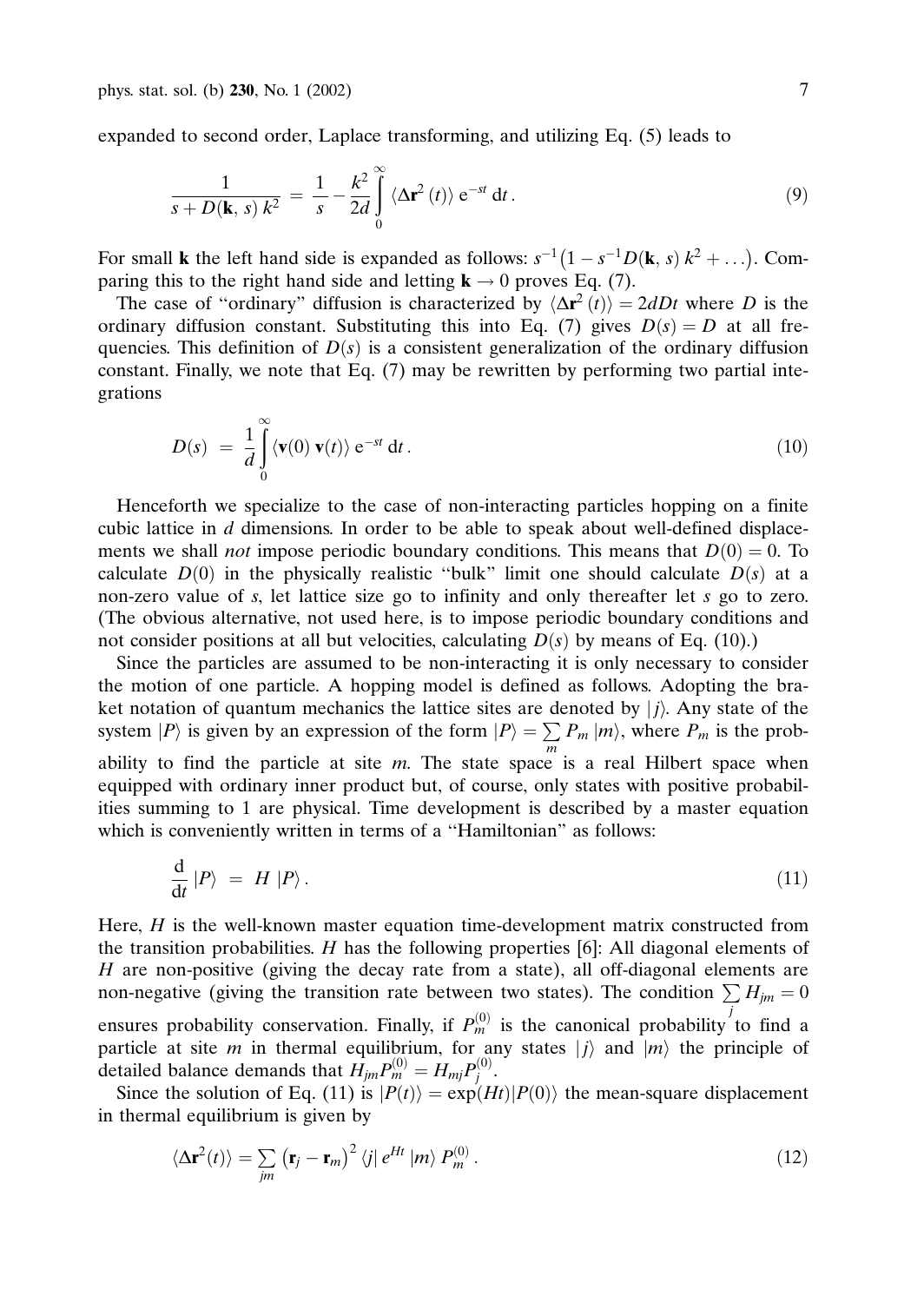expanded to second order, Laplace transforming, and utilizing Eq. (5) leads to

$$\frac{1}{s + D(\mathbf{k}, s)\, k^2} = \frac{1}{s} - \frac{k^2}{2d} \int_0^\infty \langle \Delta \mathbf{r}^2 (t) \rangle \, \mathrm{e}^{-st} \, \mathrm{d}t \,. \tag{9}$$

For small $\mathbf{k}$ the left hand side is expanded as follows: $s^{-1}\big(1 - s^{-1} D(\mathbf{k}, s)\, k^2 + \ldots\big)$. Comparing this to the right hand side and letting $\mathbf{k} \to 0$ proves Eq. (7).

The case of "ordinary" diffusion is characterized by $\langle \Delta \mathbf{r}^2 (t) \rangle = 2dDt$ where $D$ is the ordinary diffusion constant. Substituting this into Eq. (7) gives $D(s) = D$ at all frequencies. This definition of $D(s)$ is a consistent generalization of the ordinary diffusion constant. Finally, we note that Eq. (7) may be rewritten by performing two partial integrations

$$D(s) = \frac{1}{d} \int_0^\infty \langle \mathbf{v}(0)\, \mathbf{v}(t) \rangle \, \mathrm{e}^{-st} \, \mathrm{d}t \,. \tag{10}$$

Henceforth we specialize to the case of non-interacting particles hopping on a finite cubic lattice in $d$ dimensions. In order to be able to speak about well-defined displacements we shall *not* impose periodic boundary conditions. This means that $D(0) = 0$. To calculate $D(0)$ in the physically realistic "bulk" limit one should calculate $D(s)$ at a non-zero value of $s$, let lattice size go to infinity and only thereafter let $s$ go to zero. (The obvious alternative, not used here, is to impose periodic boundary conditions and not consider positions at all but velocities, calculating $D(s)$ by means of Eq. (10).)

Since the particles are assumed to be non-interacting it is only necessary to consider the motion of one particle. A hopping model is defined as follows. Adopting the braket notation of quantum mechanics the lattice sites are denoted by $|j\rangle$. Any state of the system $|P\rangle$ is given by an expression of the form $|P\rangle = \sum_m P_m \, |m\rangle$, where $P_m$ is the probability to find the particle at site $m$. The state space is a real Hilbert space when equipped with ordinary inner product but, of course, only states with positive probabilities summing to 1 are physical. Time development is described by a master equation which is conveniently written in terms of a "Hamiltonian" as follows:

$$\frac{\mathrm{d}}{\mathrm{d}t} \, |P\rangle = H \, |P\rangle \,. \tag{11}$$

Here, $H$ is the well-known master equation time-development matrix constructed from the transition probabilities. $H$ has the following properties [6]: All diagonal elements of $H$ are non-positive (giving the decay rate from a state), all off-diagonal elements are non-negative (giving the transition rate between two states). The condition $\sum_j H_{jm} = 0$ ensures probability conservation. Finally, if $P_m^{(0)}$ is the canonical probability to find a particle at site $m$ in thermal equilibrium, for any states $|j\rangle$ and $|m\rangle$ the principle of detailed balance demands that $H_{jm} P_m^{(0)} = H_{mj} P_j^{(0)}$.

Since the solution of Eq. (11) is $|P(t)\rangle = \exp(Ht) |P(0)\rangle$ the mean-square displacement in thermal equilibrium is given by

$$\langle \Delta \mathbf{r}^2 (t) \rangle = \sum_{jm} \left( \mathbf{r}_j - \mathbf{r}_m \right)^2 \langle j| \, e^{Ht} \, |m\rangle \, P_m^{(0)} \,. \tag{12}$$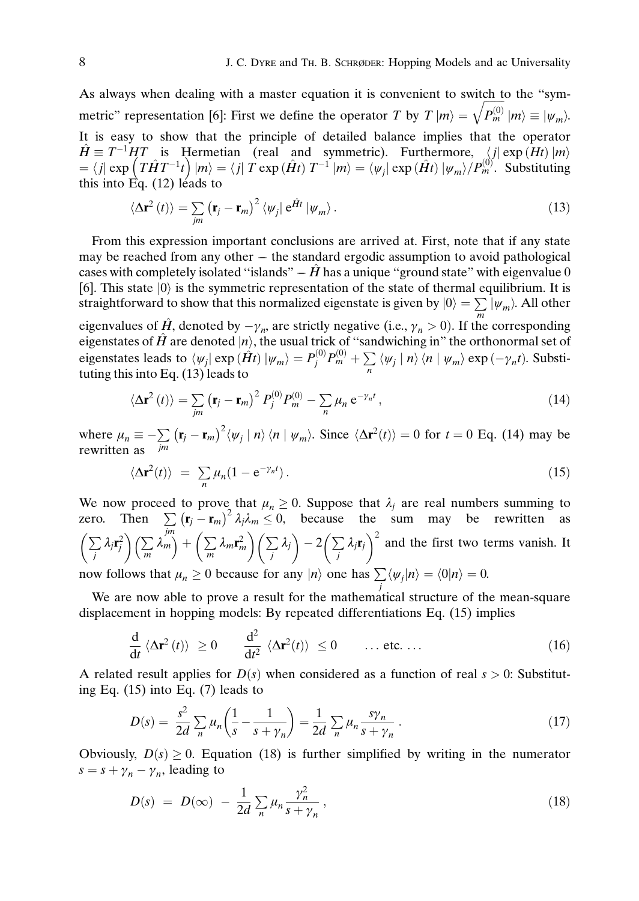As always when dealing with a master equation it is convenient to switch to the "symmetric" representation [6]: First we define the operator $T$ by $T\,|m\rangle = \sqrt{P_m^{(0)}}\,|m\rangle \equiv |\psi_m\rangle$. It is easy to show that the principle of detailed balance implies that the operator $\hat{H} \equiv T^{-1}HT$ is Hermetian (real and symmetric). Furthermore, $\langle j|\exp(Ht)\,|m\rangle = \langle j|\exp\left(T\hat{H}T^{-1}t\right)|m\rangle = \langle j|\,T\exp(\hat{H}t)\,T^{-1}\,|m\rangle = \langle\psi_j|\exp(\hat{H}t)\,|\psi_m\rangle/P_m^{(0)}$. Substituting this into Eq. (12) leads to

$$\langle\Delta\mathbf{r}^2(t)\rangle = \sum_{jm}\left(\mathbf{r}_j - \mathbf{r}_m\right)^2\langle\psi_j|\,\mathrm{e}^{\hat{H}t}\,|\psi_m\rangle\,. \tag{13}$$

From this expression important conclusions are arrived at. First, note that if any state may be reached from any other – the standard ergodic assumption to avoid pathological cases with completely isolated "islands" – $\hat{H}$ has a unique "ground state" with eigenvalue 0 [6]. This state $|0\rangle$ is the symmetric representation of the state of thermal equilibrium. It is straightforward to show that this normalized eigenstate is given by $|0\rangle = \sum_m |\psi_m\rangle$. All other eigenvalues of $\hat{H}$, denoted by $-\gamma_n$, are strictly negative (i.e., $\gamma_n > 0$). If the corresponding eigenstates of $\hat{H}$ are denoted $|n\rangle$, the usual trick of "sandwiching in" the orthonormal set of eigenstates leads to $\langle\psi_j|\exp(\hat{H}t)\,|\psi_m\rangle = P_j^{(0)}P_m^{(0)} + \sum_n\langle\psi_j\mid n\rangle\langle n\mid\psi_m\rangle\exp(-\gamma_n t)$. Substituting this into Eq. (13) leads to

$$\langle\Delta\mathbf{r}^2(t)\rangle = \sum_{jm}\left(\mathbf{r}_j - \mathbf{r}_m\right)^2 P_j^{(0)}P_m^{(0)} - \sum_n \mu_n\,\mathrm{e}^{-\gamma_n t}\,, \tag{14}$$

where $\mu_n \equiv -\sum_{jm}\left(\mathbf{r}_j - \mathbf{r}_m\right)^2\langle\psi_j\mid n\rangle\langle n\mid\psi_m\rangle$. Since $\langle\Delta\mathbf{r}^2(t)\rangle = 0$ for $t = 0$ Eq. (14) may be rewritten as

$$\langle\Delta\mathbf{r}^2(t)\rangle \;=\; \sum_n \mu_n(1 - \mathrm{e}^{-\gamma_n t})\,. \tag{15}$$

We now proceed to prove that $\mu_n \geq 0$. Suppose that $\lambda_j$ are real numbers summing to zero. Then $\sum_{jm}\left(\mathbf{r}_j - \mathbf{r}_m\right)^2\lambda_j\lambda_m \leq 0$, because the sum may be rewritten as $\left(\sum_j \lambda_j\mathbf{r}_j^2\right)\left(\sum_m \lambda_m\right) + \left(\sum_m \lambda_m\mathbf{r}_m^2\right)\left(\sum_j \lambda_j\right) - 2\left(\sum_j \lambda_j\mathbf{r}_j\right)^2$ and the first two terms vanish. It now follows that $\mu_n \geq 0$ because for any $|n\rangle$ one has $\sum_j\langle\psi_j|n\rangle = \langle 0|n\rangle = 0$.

We are now able to prove a result for the mathematical structure of the mean-square displacement in hopping models: By repeated differentiations Eq. (15) implies

$$\frac{\mathrm{d}}{\mathrm{d}t}\,\langle\Delta\mathbf{r}^2(t)\rangle \;\geq 0 \qquad \frac{\mathrm{d}^2}{\mathrm{d}t^2}\,\langle\Delta\mathbf{r}^2(t)\rangle \;\leq 0 \qquad \ldots\text{ etc.}\ldots \tag{16}$$

A related result applies for $D(s)$ when considered as a function of real $s > 0$: Substituting Eq. (15) into Eq. (7) leads to

$$D(s) = \frac{s^2}{2d}\sum_n \mu_n\left(\frac{1}{s} - \frac{1}{s + \gamma_n}\right) = \frac{1}{2d}\sum_n \mu_n\frac{s\gamma_n}{s + \gamma_n}\,. \tag{17}$$

Obviously, $D(s) \geq 0$. Equation (18) is further simplified by writing in the numerator $s = s + \gamma_n - \gamma_n$, leading to

$$D(s) \;=\; D(\infty) \;-\; \frac{1}{2d}\sum_n \mu_n\frac{\gamma_n^2}{s + \gamma_n}\,, \tag{18}$$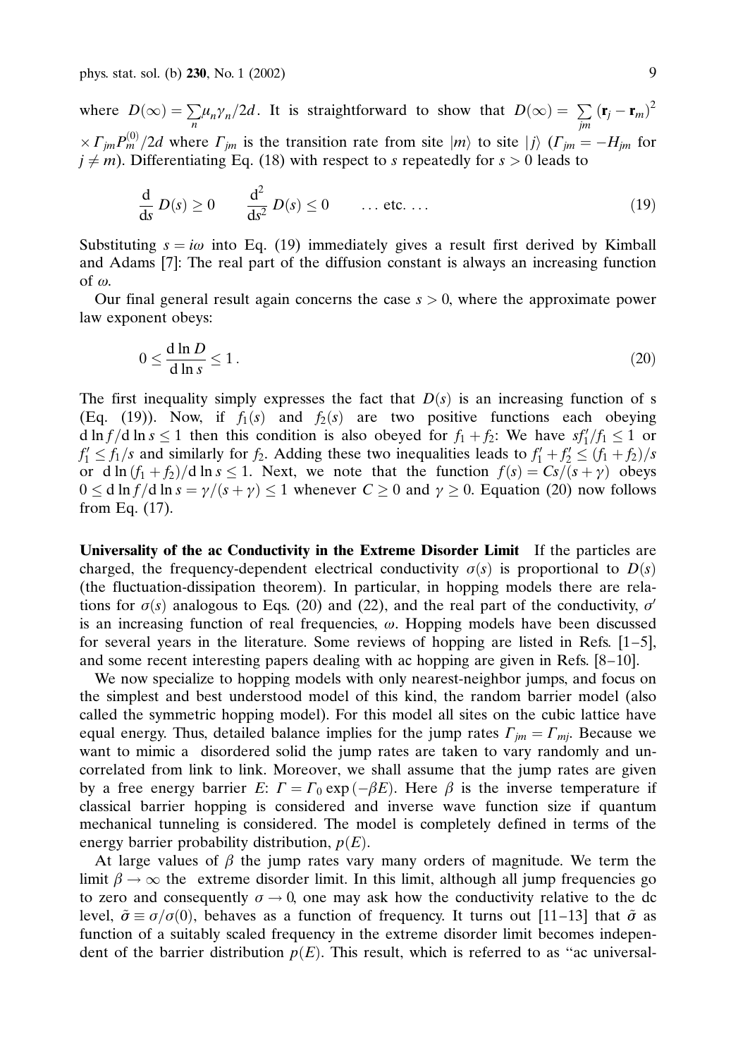where $D(\infty) = \sum_n \mu_n \gamma_n / 2d$. It is straightforward to show that $D(\infty) = \sum_{jm} (\mathbf{r}_j - \mathbf{r}_m)^2 \times \Gamma_{jm} P_m^{(0)} / 2d$ where $\Gamma_{jm}$ is the transition rate from site $|m\rangle$ to site $|j\rangle$ ($\Gamma_{jm} = -H_{jm}$ for $j \neq m$). Differentiating Eq. (18) with respect to $s$ repeatedly for $s > 0$ leads to

$$\frac{\mathrm{d}}{\mathrm{d}s} D(s) \geq 0 \qquad \frac{\mathrm{d}^2}{\mathrm{d}s^2} D(s) \leq 0 \qquad \ldots \text{ etc. } \ldots \tag{19}$$

Substituting $s = i\omega$ into Eq. (19) immediately gives a result first derived by Kimball and Adams [7]: The real part of the diffusion constant is always an increasing function of $\omega$.

Our final general result again concerns the case $s > 0$, where the approximate power law exponent obeys:

$$0 \leq \frac{\mathrm{d} \ln D}{\mathrm{d} \ln s} \leq 1 \,. \tag{20}$$

The first inequality simply expresses the fact that $D(s)$ is an increasing function of s (Eq. (19)). Now, if $f_1(s)$ and $f_2(s)$ are two positive functions each obeying $\mathrm{d} \ln f / \mathrm{d} \ln s \leq 1$ then this condition is also obeyed for $f_1 + f_2$: We have $s f_1' / f_1 \leq 1$ or $f_1' \leq f_1 / s$ and similarly for $f_2$. Adding these two inequalities leads to $f_1' + f_2' \leq (f_1 + f_2)/s$ or $\mathrm{d} \ln (f_1 + f_2) / \mathrm{d} \ln s \leq 1$. Next, we note that the function $f(s) = Cs/(s + \gamma)$ obeys $0 \leq \mathrm{d} \ln f / \mathrm{d} \ln s = \gamma/(s + \gamma) \leq 1$ whenever $C \geq 0$ and $\gamma \geq 0$. Equation (20) now follows from Eq. (17).

**Universality of the ac Conductivity in the Extreme Disorder Limit** If the particles are charged, the frequency-dependent electrical conductivity $\sigma(s)$ is proportional to $D(s)$ (the fluctuation-dissipation theorem). In particular, in hopping models there are relations for $\sigma(s)$ analogous to Eqs. (20) and (22), and the real part of the conductivity, $\sigma'$ is an increasing function of real frequencies, $\omega$. Hopping models have been discussed for several years in the literature. Some reviews of hopping are listed in Refs. [1–5], and some recent interesting papers dealing with ac hopping are given in Refs. [8–10].

We now specialize to hopping models with only nearest-neighbor jumps, and focus on the simplest and best understood model of this kind, the random barrier model (also called the symmetric hopping model). For this model all sites on the cubic lattice have equal energy. Thus, detailed balance implies for the jump rates $\Gamma_{jm} = \Gamma_{mj}$. Because we want to mimic a disordered solid the jump rates are taken to vary randomly and uncorrelated from link to link. Moreover, we shall assume that the jump rates are given by a free energy barrier $E$: $\Gamma = \Gamma_0 \exp(-\beta E)$. Here $\beta$ is the inverse temperature if classical barrier hopping is considered and inverse wave function size if quantum mechanical tunneling is considered. The model is completely defined in terms of the energy barrier probability distribution, $p(E)$.

At large values of $\beta$ the jump rates vary many orders of magnitude. We term the limit $\beta \to \infty$ the extreme disorder limit. In this limit, although all jump frequencies go to zero and consequently $\sigma \to 0$, one may ask how the conductivity relative to the dc level, $\tilde{\sigma} \equiv \sigma/\sigma(0)$, behaves as a function of frequency. It turns out [11–13] that $\tilde{\sigma}$ as function of a suitably scaled frequency in the extreme disorder limit becomes independent of the barrier distribution $p(E)$. This result, which is referred to as "ac universal-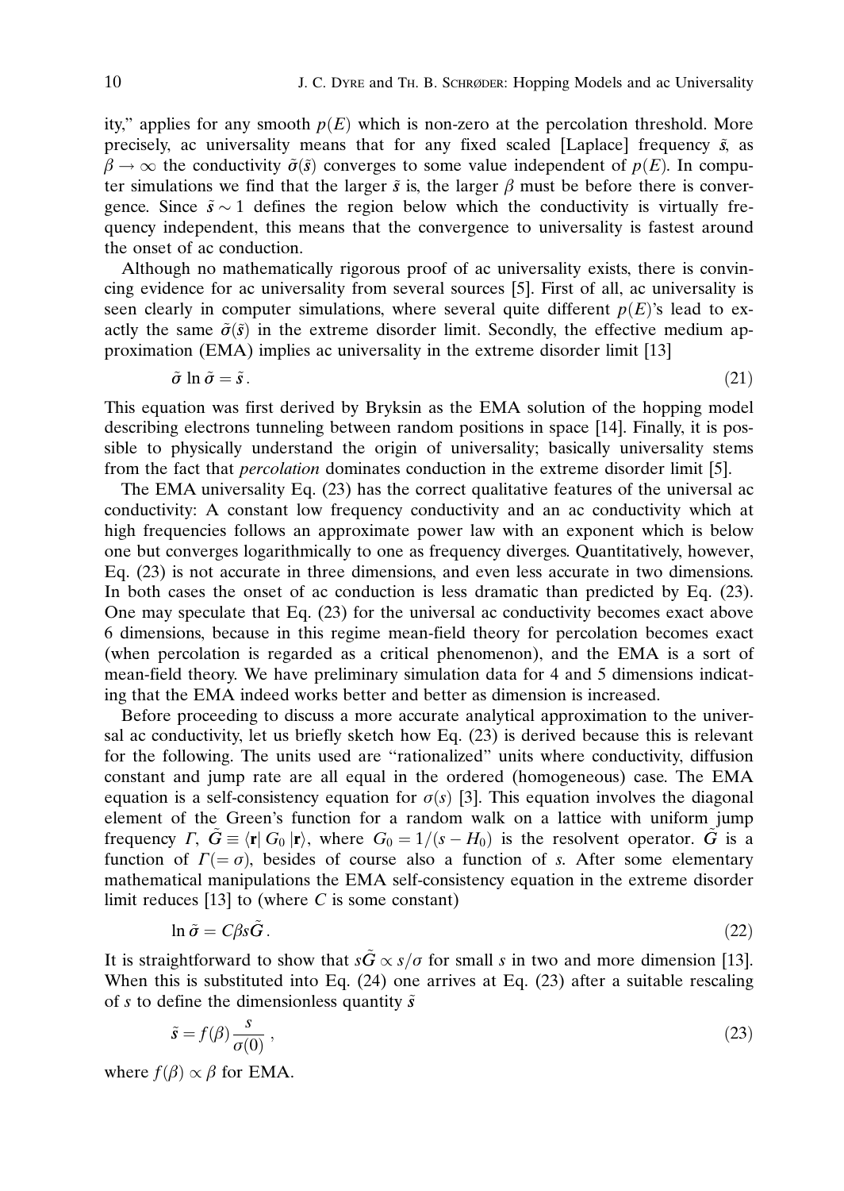ity," applies for any smooth $p(E)$ which is non-zero at the percolation threshold. More precisely, ac universality means that for any fixed scaled [Laplace] frequency $\tilde{s}$, as $\beta \to \infty$ the conductivity $\tilde{\sigma}(\tilde{s})$ converges to some value independent of $p(E)$. In computer simulations we find that the larger $\tilde{s}$ is, the larger $\beta$ must be before there is convergence. Since $\tilde{s} \sim 1$ defines the region below which the conductivity is virtually frequency independent, this means that the convergence to universality is fastest around the onset of ac conduction.

Although no mathematically rigorous proof of ac universality exists, there is convincing evidence for ac universality from several sources [5]. First of all, ac universality is seen clearly in computer simulations, where several quite different $p(E)$'s lead to exactly the same $\tilde{\sigma}(\tilde{s})$ in the extreme disorder limit. Secondly, the effective medium approximation (EMA) implies ac universality in the extreme disorder limit [13]

$$\tilde{\sigma} \ln \tilde{\sigma} = \tilde{s} \,. \tag{21}$$

This equation was first derived by Bryksin as the EMA solution of the hopping model describing electrons tunneling between random positions in space [14]. Finally, it is possible to physically understand the origin of universality; basically universality stems from the fact that *percolation* dominates conduction in the extreme disorder limit [5].

The EMA universality Eq. (23) has the correct qualitative features of the universal ac conductivity: A constant low frequency conductivity and an ac conductivity which at high frequencies follows an approximate power law with an exponent which is below one but converges logarithmically to one as frequency diverges. Quantitatively, however, Eq. (23) is not accurate in three dimensions, and even less accurate in two dimensions. In both cases the onset of ac conduction is less dramatic than predicted by Eq. (23). One may speculate that Eq. (23) for the universal ac conductivity becomes exact above 6 dimensions, because in this regime mean-field theory for percolation becomes exact (when percolation is regarded as a critical phenomenon), and the EMA is a sort of mean-field theory. We have preliminary simulation data for 4 and 5 dimensions indicating that the EMA indeed works better and better as dimension is increased.

Before proceeding to discuss a more accurate analytical approximation to the universal ac conductivity, let us briefly sketch how Eq. (23) is derived because this is relevant for the following. The units used are "rationalized" units where conductivity, diffusion constant and jump rate are all equal in the ordered (homogeneous) case. The EMA equation is a self-consistency equation for $\sigma(s)$ [3]. This equation involves the diagonal element of the Green's function for a random walk on a lattice with uniform jump frequency $\Gamma$, $\tilde{G} \equiv \langle \mathbf{r} | \, G_0 \, | \mathbf{r} \rangle$, where $G_0 = 1/(s - H_0)$ is the resolvent operator. $\tilde{G}$ is a function of $\Gamma (= \sigma)$, besides of course also a function of $s$. After some elementary mathematical manipulations the EMA self-consistency equation in the extreme disorder limit reduces [13] to (where $C$ is some constant)

$$\ln \tilde{\sigma} = C \beta s \tilde{G} \,. \tag{22}$$

It is straightforward to show that $s\tilde{G} \propto s/\sigma$ for small $s$ in two and more dimension [13]. When this is substituted into Eq. (24) one arrives at Eq. (23) after a suitable rescaling of $s$ to define the dimensionless quantity $\tilde{s}$

$$\tilde{s} = f(\beta) \, \frac{s}{\sigma(0)} \,, \tag{23}$$

where $f(\beta) \propto \beta$ for EMA.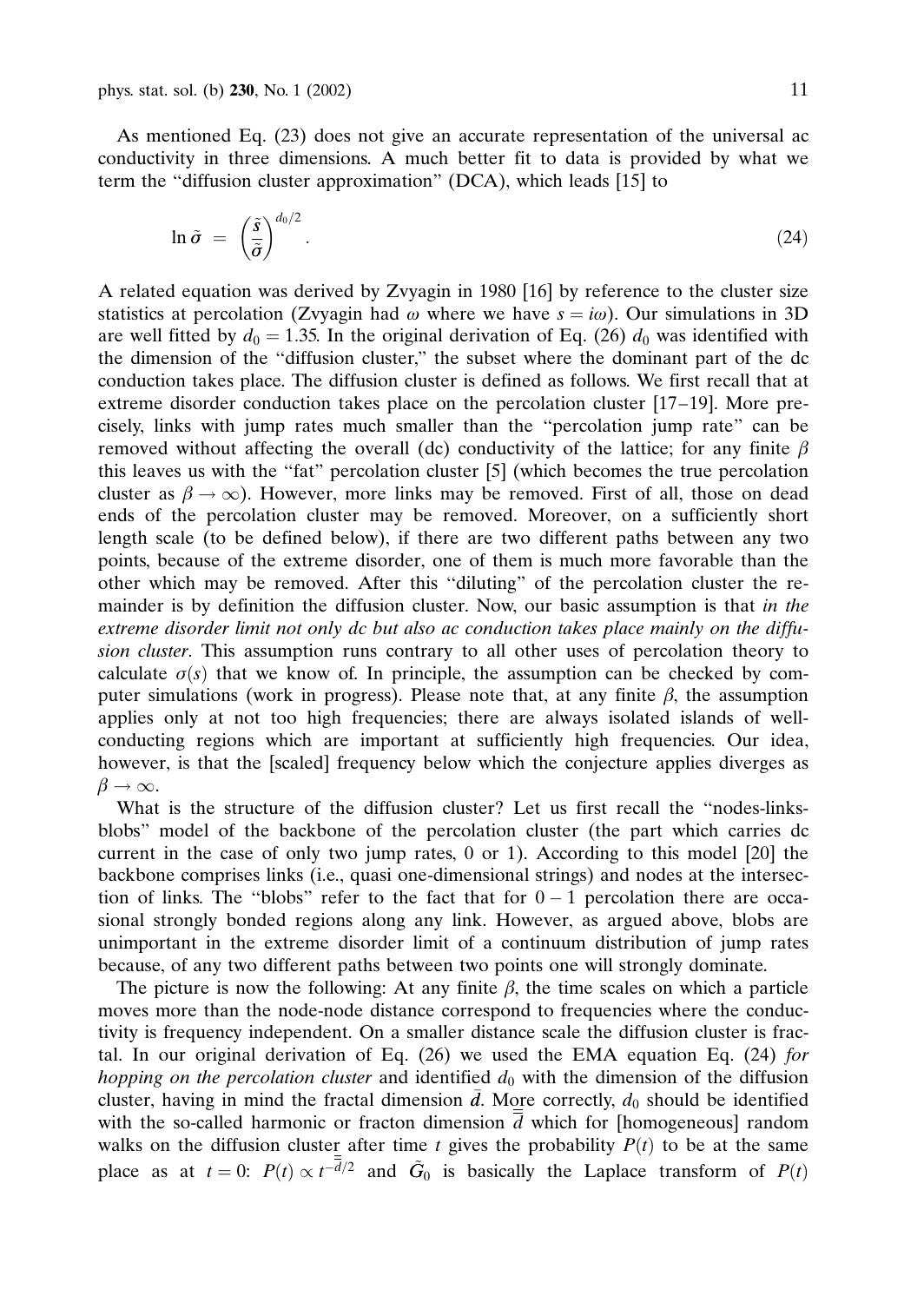As mentioned Eq. (23) does not give an accurate representation of the universal ac conductivity in three dimensions. A much better fit to data is provided by what we term the "diffusion cluster approximation" (DCA), which leads [15] to

$$\ln \tilde{\sigma} = \left(\frac{\tilde{s}}{\tilde{\sigma}}\right)^{d_0/2}. \tag{24}$$

A related equation was derived by Zvyagin in 1980 [16] by reference to the cluster size statistics at percolation (Zvyagin had $\omega$ where we have $s = i\omega$). Our simulations in 3D are well fitted by $d_0 = 1.35$. In the original derivation of Eq. (26) $d_0$ was identified with the dimension of the "diffusion cluster," the subset where the dominant part of the dc conduction takes place. The diffusion cluster is defined as follows. We first recall that at extreme disorder conduction takes place on the percolation cluster [17–19]. More precisely, links with jump rates much smaller than the "percolation jump rate" can be removed without affecting the overall (dc) conductivity of the lattice; for any finite $\beta$ this leaves us with the "fat" percolation cluster [5] (which becomes the true percolation cluster as $\beta \to \infty$). However, more links may be removed. First of all, those on dead ends of the percolation cluster may be removed. Moreover, on a sufficiently short length scale (to be defined below), if there are two different paths between any two points, because of the extreme disorder, one of them is much more favorable than the other which may be removed. After this "diluting" of the percolation cluster the remainder is by definition the diffusion cluster. Now, our basic assumption is that *in the extreme disorder limit not only dc but also ac conduction takes place mainly on the diffusion cluster*. This assumption runs contrary to all other uses of percolation theory to calculate $\sigma(s)$ that we know of. In principle, the assumption can be checked by computer simulations (work in progress). Please note that, at any finite $\beta$, the assumption applies only at not too high frequencies; there are always isolated islands of well-conducting regions which are important at sufficiently high frequencies. Our idea, however, is that the [scaled] frequency below which the conjecture applies diverges as $\beta \to \infty$.

What is the structure of the diffusion cluster? Let us first recall the "nodes-links-blobs" model of the backbone of the percolation cluster (the part which carries dc current in the case of only two jump rates, 0 or 1). According to this model [20] the backbone comprises links (i.e., quasi one-dimensional strings) and nodes at the intersection of links. The "blobs" refer to the fact that for $0-1$ percolation there are occasional strongly bonded regions along any link. However, as argued above, blobs are unimportant in the extreme disorder limit of a continuum distribution of jump rates because, of any two different paths between two points one will strongly dominate.

The picture is now the following: At any finite $\beta$, the time scales on which a particle moves more than the node-node distance correspond to frequencies where the conductivity is frequency independent. On a smaller distance scale the diffusion cluster is fractal. In our original derivation of Eq. (26) we used the EMA equation Eq. (24) *for hopping on the percolation cluster* and identified $d_0$ with the dimension of the diffusion cluster, having in mind the fractal dimension $\bar{d}$. More correctly, $d_0$ should be identified with the so-called harmonic or fracton dimension $\bar{\bar{d}}$ which for [homogeneous] random walks on the diffusion cluster after time $t$ gives the probability $P(t)$ to be at the same place as at $t = 0$: $P(t) \propto t^{-\bar{\bar{d}}/2}$ and $\tilde{G}_0$ is basically the Laplace transform of $P(t)$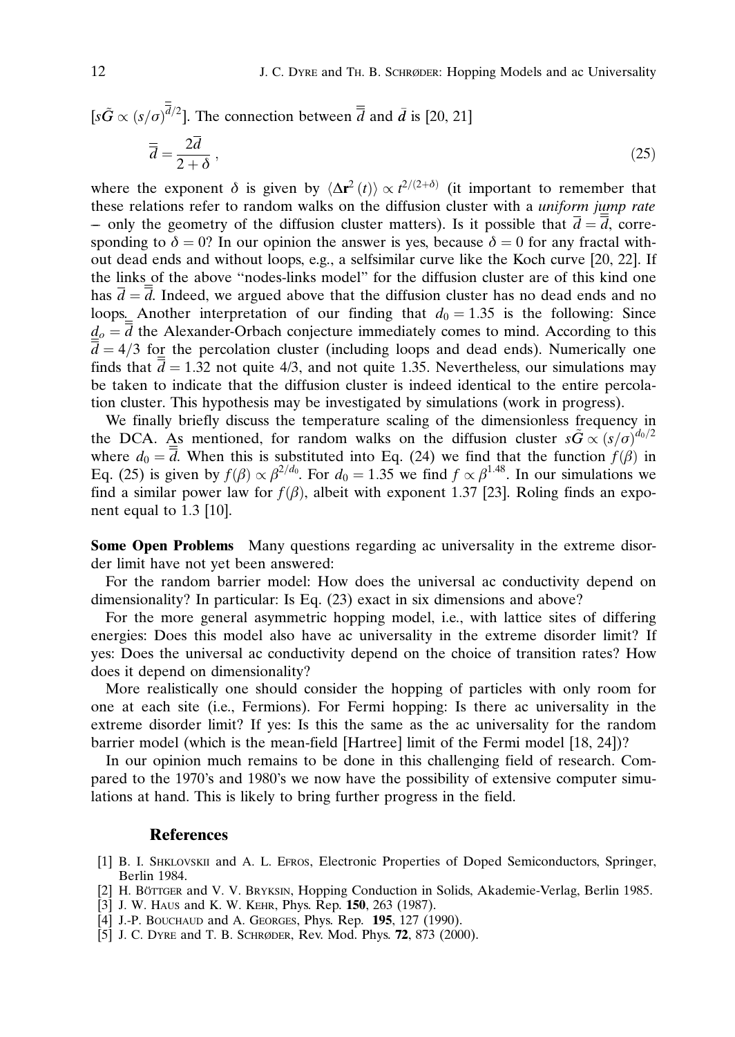$[s\tilde{G} \propto (s/\sigma)^{\bar{\bar{d}}/2}]$. The connection between $\bar{\bar{d}}$ and $\bar{d}$ is [20, 21]

$$\bar{\bar{d}} = \frac{2\bar{d}}{2+\delta}\,, \tag{25}$$

where the exponent $\delta$ is given by $\langle \Delta \mathbf{r}^2(t)\rangle \propto t^{2/(2+\delta)}$ (it important to remember that these relations refer to random walks on the diffusion cluster with a *uniform jump rate* – only the geometry of the diffusion cluster matters). Is it possible that $\bar{d} = \bar{\bar{d}}$, corresponding to $\delta = 0$? In our opinion the answer is yes, because $\delta = 0$ for any fractal without dead ends and without loops, e.g., a selfsimilar curve like the Koch curve [20, 22]. If the links of the above "nodes-links model" for the diffusion cluster are of this kind one has $\bar{d} = \bar{\bar{d}}$. Indeed, we argued above that the diffusion cluster has no dead ends and no loops. Another interpretation of our finding that $d_0 = 1.35$ is the following: Since $d_o = \bar{\bar{d}}$ the Alexander-Orbach conjecture immediately comes to mind. According to this $\bar{\bar{d}} = 4/3$ for the percolation cluster (including loops and dead ends). Numerically one finds that $\bar{\bar{d}} = 1.32$ not quite 4/3, and not quite 1.35. Nevertheless, our simulations may be taken to indicate that the diffusion cluster is indeed identical to the entire percolation cluster. This hypothesis may be investigated by simulations (work in progress).

We finally briefly discuss the temperature scaling of the dimensionless frequency in the DCA. As mentioned, for random walks on the diffusion cluster $s\tilde{G} \propto (s/\sigma)^{d_0/2}$ where $d_0 = \bar{\bar{d}}$. When this is substituted into Eq. (24) we find that the function $f(\beta)$ in Eq. (25) is given by $f(\beta) \propto \beta^{2/d_0}$. For $d_0 = 1.35$ we find $f \propto \beta^{1.48}$. In our simulations we find a similar power law for $f(\beta)$, albeit with exponent 1.37 [23]. Roling finds an exponent equal to 1.3 [10].

**Some Open Problems** Many questions regarding ac universality in the extreme disorder limit have not yet been answered:

For the random barrier model: How does the universal ac conductivity depend on dimensionality? In particular: Is Eq. (23) exact in six dimensions and above?

For the more general asymmetric hopping model, i.e., with lattice sites of differing energies: Does this model also have ac universality in the extreme disorder limit? If yes: Does the universal ac conductivity depend on the choice of transition rates? How does it depend on dimensionality?

More realistically one should consider the hopping of particles with only room for one at each site (i.e., Fermions). For Fermi hopping: Is there ac universality in the extreme disorder limit? If yes: Is this the same as the ac universality for the random barrier model (which is the mean-field [Hartree] limit of the Fermi model [18, 24])?

In our opinion much remains to be done in this challenging field of research. Compared to the 1970's and 1980's we now have the possibility of extensive computer simulations at hand. This is likely to bring further progress in the field.

## References

[1] B. I. Shklovskii and A. L. Efros, Electronic Properties of Doped Semiconductors, Springer, Berlin 1984.

[2] H. Böttger and V. V. Bryksin, Hopping Conduction in Solids, Akademie-Verlag, Berlin 1985.

[3] J. W. Haus and K. W. Kehr, Phys. Rep. **150**, 263 (1987).

[4] J.-P. Bouchaud and A. Georges, Phys. Rep. **195**, 127 (1990).

[5] J. C. Dyre and T. B. Schrøder, Rev. Mod. Phys. **72**, 873 (2000).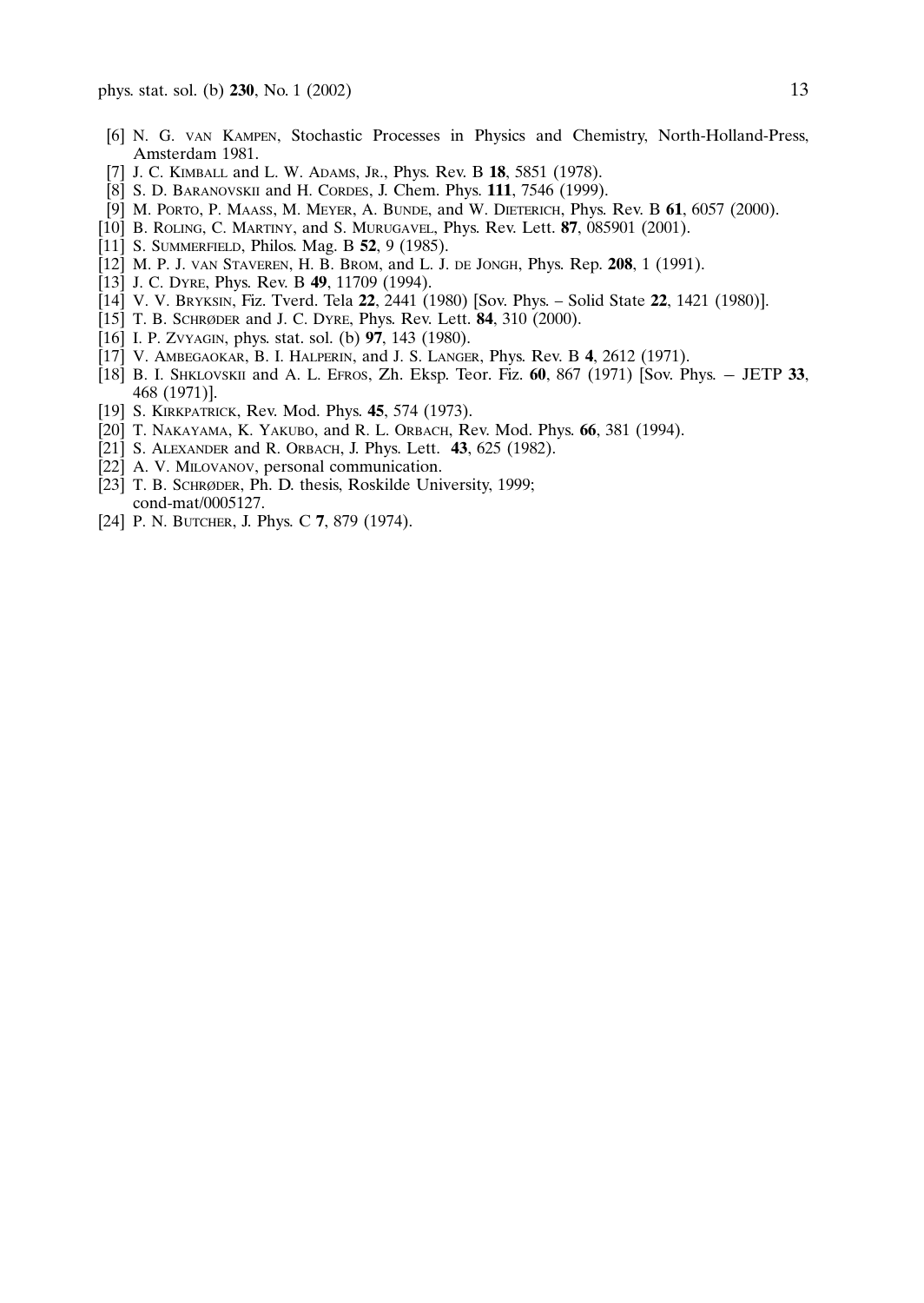[6] N. G. van Kampen, Stochastic Processes in Physics and Chemistry, North-Holland-Press, Amsterdam 1981.
[7] J. C. Kimball and L. W. Adams, Jr., Phys. Rev. B **18**, 5851 (1978).
[8] S. D. Baranovskii and H. Cordes, J. Chem. Phys. **111**, 7546 (1999).
[9] M. Porto, P. Maass, M. Meyer, A. Bunde, and W. Dieterich, Phys. Rev. B **61**, 6057 (2000).
[10] B. Roling, C. Martiny, and S. Murugavel, Phys. Rev. Lett. **87**, 085901 (2001).
[11] S. Summerfield, Philos. Mag. B **52**, 9 (1985).
[12] M. P. J. van Staveren, H. B. Brom, and L. J. de Jongh, Phys. Rep. **208**, 1 (1991).
[13] J. C. Dyre, Phys. Rev. B **49**, 11709 (1994).
[14] V. V. Bryksin, Fiz. Tverd. Tela **22**, 2441 (1980) [Sov. Phys. – Solid State **22**, 1421 (1980)].
[15] T. B. Schrøder and J. C. Dyre, Phys. Rev. Lett. **84**, 310 (2000).
[16] I. P. Zvyagin, phys. stat. sol. (b) **97**, 143 (1980).
[17] V. Ambegaokar, B. I. Halperin, and J. S. Langer, Phys. Rev. B **4**, 2612 (1971).
[18] B. I. Shklovskii and A. L. Efros, Zh. Eksp. Teor. Fiz. **60**, 867 (1971) [Sov. Phys. – JETP **33**, 468 (1971)].
[19] S. Kirkpatrick, Rev. Mod. Phys. **45**, 574 (1973).
[20] T. Nakayama, K. Yakubo, and R. L. Orbach, Rev. Mod. Phys. **66**, 381 (1994).
[21] S. Alexander and R. Orbach, J. Phys. Lett. **43**, 625 (1982).
[22] A. V. Milovanov, personal communication.
[23] T. B. Schrøder, Ph. D. thesis, Roskilde University, 1999; cond-mat/0005127.
[24] P. N. Butcher, J. Phys. C **7**, 879 (1974).